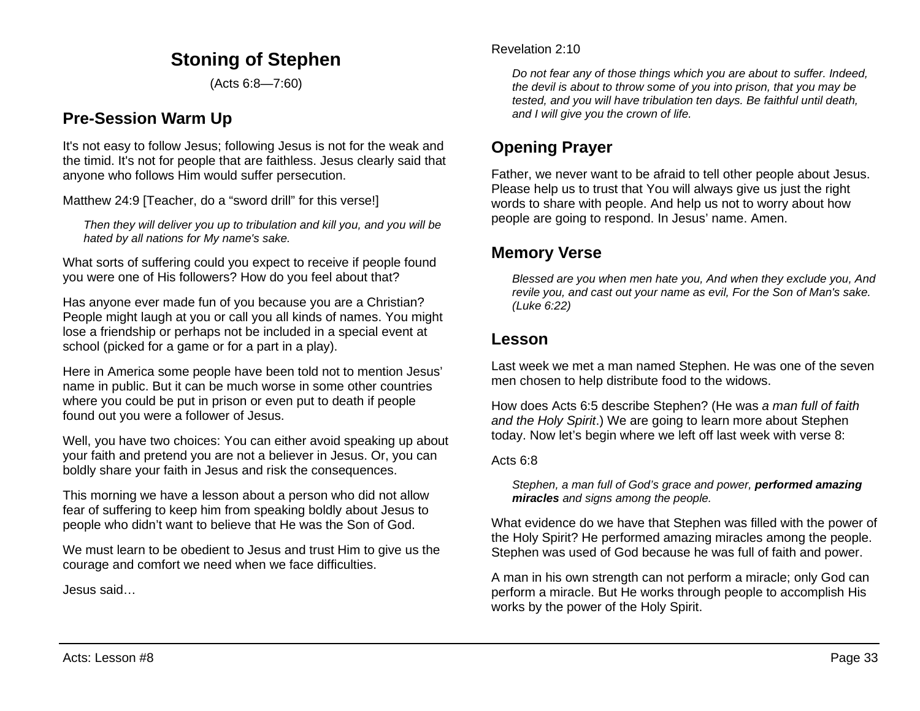# Stoning of Stephen

(Acts 6:8—7:60)

## Pre-Session Warm Up

It's not easy to follow Jesus; following Jesus is not for the weak and the timid. It's not for people that are faithless. Jesus clearly said that anyone who follows Him would suffer persecution.

Matthew 24:9 [Teacher, do a "sword drill" for this verse!]

> *Then they will deliver you up to tribulation and kill you, and you will be hated by all nations for My name's sake.*

What sorts of suffering could you expect to receive if people found you were one of His followers? How do you feel about that?

Has anyone ever made fun of you because you are a Christian? People might laugh at you or call you all kinds of names. You might lose a friendship or perhaps not be included in a special event at school (picked for a game or for a part in a play).

Here in America some people have been told not to mention Jesus' name in public. But it can be much worse in some other countries where you could be put in prison or even put to death if people found out you were a follower of Jesus.

Well, you have two choices: You can either avoid speaking up about your faith and pretend you are not a believer in Jesus. Or, you can boldly share your faith in Jesus and risk the consequences.

This morning we have a lesson about a person who did not allow fear of suffering to keep him from speaking boldly about Jesus to people who didn't want to believe that He was the Son of God.

We must learn to be obedient to Jesus and trust Him to give us the courage and comfort we need when we face difficulties.

Jesus said…

Revelation 2:10

> *Do not fear any of those things which you are about to suffer. Indeed, the devil is about to throw some of you into prison, that you may be tested, and you will have tribulation ten days. Be faithful until death, and I will give you the crown of life.*

## Opening Prayer

Father, we never want to be afraid to tell other people about Jesus. Please help us to trust that You will always give us just the right words to share with people. And help us not to worry about how people are going to respond. In Jesus' name. Amen.

## Memory Verse

> *Blessed are you when men hate you, And when they exclude you, And revile you, and cast out your name as evil, For the Son of Man's sake. (Luke 6:22)*

## Lesson

Last week we met a man named Stephen. He was one of the seven men chosen to help distribute food to the widows.

How does Acts 6:5 describe Stephen? (He was *a man full of faith and the Holy Spirit*.) We are going to learn more about Stephen today. Now let's begin where we left off last week with verse 8:

Acts 6:8

> *Stephen, a man full of God's grace and power, **performed amazing miracles** and signs among the people.*

What evidence do we have that Stephen was filled with the power of the Holy Spirit? He performed amazing miracles among the people. Stephen was used of God because he was full of faith and power.

A man in his own strength can not perform a miracle; only God can perform a miracle. But He works through people to accomplish His works by the power of the Holy Spirit.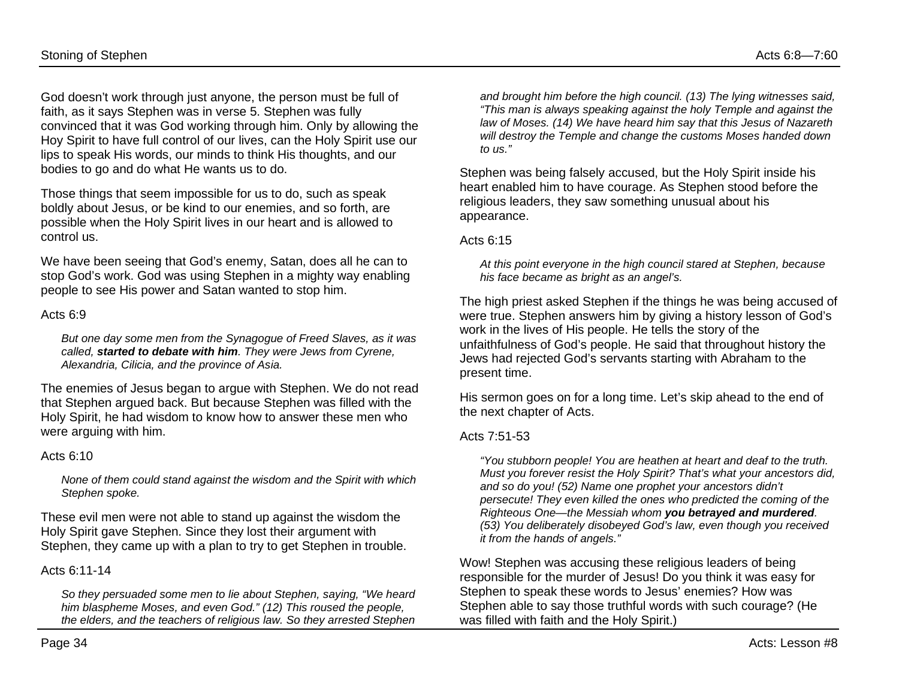God doesn't work through just anyone, the person must be full of faith, as it says Stephen was in verse 5. Stephen was fully convinced that it was God working through him. Only by allowing the Hoy Spirit to have full control of our lives, can the Holy Spirit use our lips to speak His words, our minds to think His thoughts, and our bodies to go and do what He wants us to do.

Those things that seem impossible for us to do, such as speak boldly about Jesus, or be kind to our enemies, and so forth, are possible when the Holy Spirit lives in our heart and is allowed to control us.

We have been seeing that God's enemy, Satan, does all he can to stop God's work. God was using Stephen in a mighty way enabling people to see His power and Satan wanted to stop him.

Acts 6:9

> *But one day some men from the Synagogue of Freed Slaves, as it was called, **started to debate with him**. They were Jews from Cyrene, Alexandria, Cilicia, and the province of Asia.*

The enemies of Jesus began to argue with Stephen. We do not read that Stephen argued back. But because Stephen was filled with the Holy Spirit, he had wisdom to know how to answer these men who were arguing with him.

Acts 6:10

> *None of them could stand against the wisdom and the Spirit with which Stephen spoke.*

These evil men were not able to stand up against the wisdom the Holy Spirit gave Stephen. Since they lost their argument with Stephen, they came up with a plan to try to get Stephen in trouble.

Acts 6:11-14

> *So they persuaded some men to lie about Stephen, saying, "We heard him blaspheme Moses, and even God." (12) This roused the people, the elders, and the teachers of religious law. So they arrested Stephen and brought him before the high council. (13) The lying witnesses said, "This man is always speaking against the holy Temple and against the law of Moses. (14) We have heard him say that this Jesus of Nazareth will destroy the Temple and change the customs Moses handed down to us."*

Stephen was being falsely accused, but the Holy Spirit inside his heart enabled him to have courage. As Stephen stood before the religious leaders, they saw something unusual about his appearance.

Acts 6:15

> *At this point everyone in the high council stared at Stephen, because his face became as bright as an angel's.*

The high priest asked Stephen if the things he was being accused of were true. Stephen answers him by giving a history lesson of God's work in the lives of His people. He tells the story of the unfaithfulness of God's people. He said that throughout history the Jews had rejected God's servants starting with Abraham to the present time.

His sermon goes on for a long time. Let's skip ahead to the end of the next chapter of Acts.

Acts 7:51-53

> *"You stubborn people! You are heathen at heart and deaf to the truth. Must you forever resist the Holy Spirit? That's what your ancestors did, and so do you! (52) Name one prophet your ancestors didn't persecute! They even killed the ones who predicted the coming of the Righteous One—the Messiah whom **you betrayed and murdered**. (53) You deliberately disobeyed God's law, even though you received it from the hands of angels."*

Wow! Stephen was accusing these religious leaders of being responsible for the murder of Jesus! Do you think it was easy for Stephen to speak these words to Jesus' enemies? How was Stephen able to say those truthful words with such courage? (He was filled with faith and the Holy Spirit.)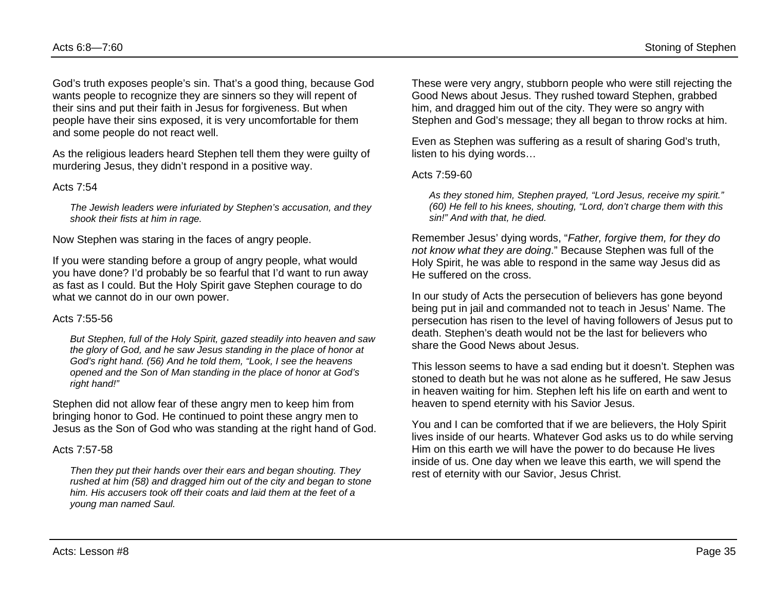God's truth exposes people's sin. That's a good thing, because God wants people to recognize they are sinners so they will repent of their sins and put their faith in Jesus for forgiveness. But when people have their sins exposed, it is very uncomfortable for them and some people do not react well.

As the religious leaders heard Stephen tell them they were guilty of murdering Jesus, they didn't respond in a positive way.

Acts 7:54

> *The Jewish leaders were infuriated by Stephen's accusation, and they shook their fists at him in rage.*

Now Stephen was staring in the faces of angry people.

If you were standing before a group of angry people, what would you have done? I'd probably be so fearful that I'd want to run away as fast as I could. But the Holy Spirit gave Stephen courage to do what we cannot do in our own power.

Acts 7:55-56

> *But Stephen, full of the Holy Spirit, gazed steadily into heaven and saw the glory of God, and he saw Jesus standing in the place of honor at God's right hand. (56) And he told them, "Look, I see the heavens opened and the Son of Man standing in the place of honor at God's right hand!"*

Stephen did not allow fear of these angry men to keep him from bringing honor to God. He continued to point these angry men to Jesus as the Son of God who was standing at the right hand of God.

Acts 7:57-58

> *Then they put their hands over their ears and began shouting. They rushed at him (58) and dragged him out of the city and began to stone him. His accusers took off their coats and laid them at the feet of a young man named Saul.*

These were very angry, stubborn people who were still rejecting the Good News about Jesus. They rushed toward Stephen, grabbed him, and dragged him out of the city. They were so angry with Stephen and God's message; they all began to throw rocks at him.

Even as Stephen was suffering as a result of sharing God's truth, listen to his dying words…

Acts 7:59-60

> *As they stoned him, Stephen prayed, "Lord Jesus, receive my spirit." (60) He fell to his knees, shouting, "Lord, don't charge them with this sin!" And with that, he died.*

Remember Jesus' dying words, "*Father, forgive them, for they do not know what they are doing*." Because Stephen was full of the Holy Spirit, he was able to respond in the same way Jesus did as He suffered on the cross.

In our study of Acts the persecution of believers has gone beyond being put in jail and commanded not to teach in Jesus' Name. The persecution has risen to the level of having followers of Jesus put to death. Stephen's death would not be the last for believers who share the Good News about Jesus.

This lesson seems to have a sad ending but it doesn't. Stephen was stoned to death but he was not alone as he suffered, He saw Jesus in heaven waiting for him. Stephen left his life on earth and went to heaven to spend eternity with his Savior Jesus.

You and I can be comforted that if we are believers, the Holy Spirit lives inside of our hearts. Whatever God asks us to do while serving Him on this earth we will have the power to do because He lives inside of us. One day when we leave this earth, we will spend the rest of eternity with our Savior, Jesus Christ.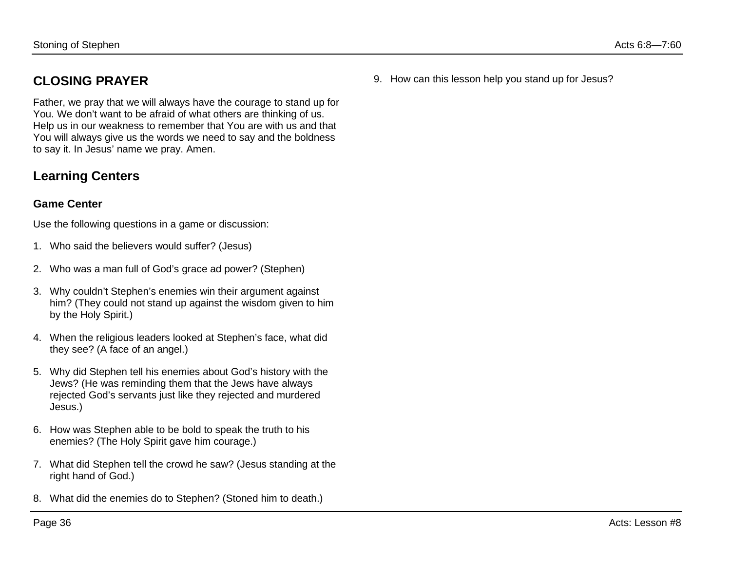## CLOSING PRAYER

Father, we pray that we will always have the courage to stand up for You. We don't want to be afraid of what others are thinking of us. Help us in our weakness to remember that You are with us and that You will always give us the words we need to say and the boldness to say it. In Jesus' name we pray. Amen.

## Learning Centers

### Game Center

Use the following questions in a game or discussion:

1. Who said the believers would suffer? (Jesus)
2. Who was a man full of God's grace ad power? (Stephen)
3. Why couldn't Stephen's enemies win their argument against him? (They could not stand up against the wisdom given to him by the Holy Spirit.)
4. When the religious leaders looked at Stephen's face, what did they see? (A face of an angel.)
5. Why did Stephen tell his enemies about God's history with the Jews? (He was reminding them that the Jews have always rejected God's servants just like they rejected and murdered Jesus.)
6. How was Stephen able to be bold to speak the truth to his enemies? (The Holy Spirit gave him courage.)
7. What did Stephen tell the crowd he saw? (Jesus standing at the right hand of God.)
8. What did the enemies do to Stephen? (Stoned him to death.)
9. How can this lesson help you stand up for Jesus?